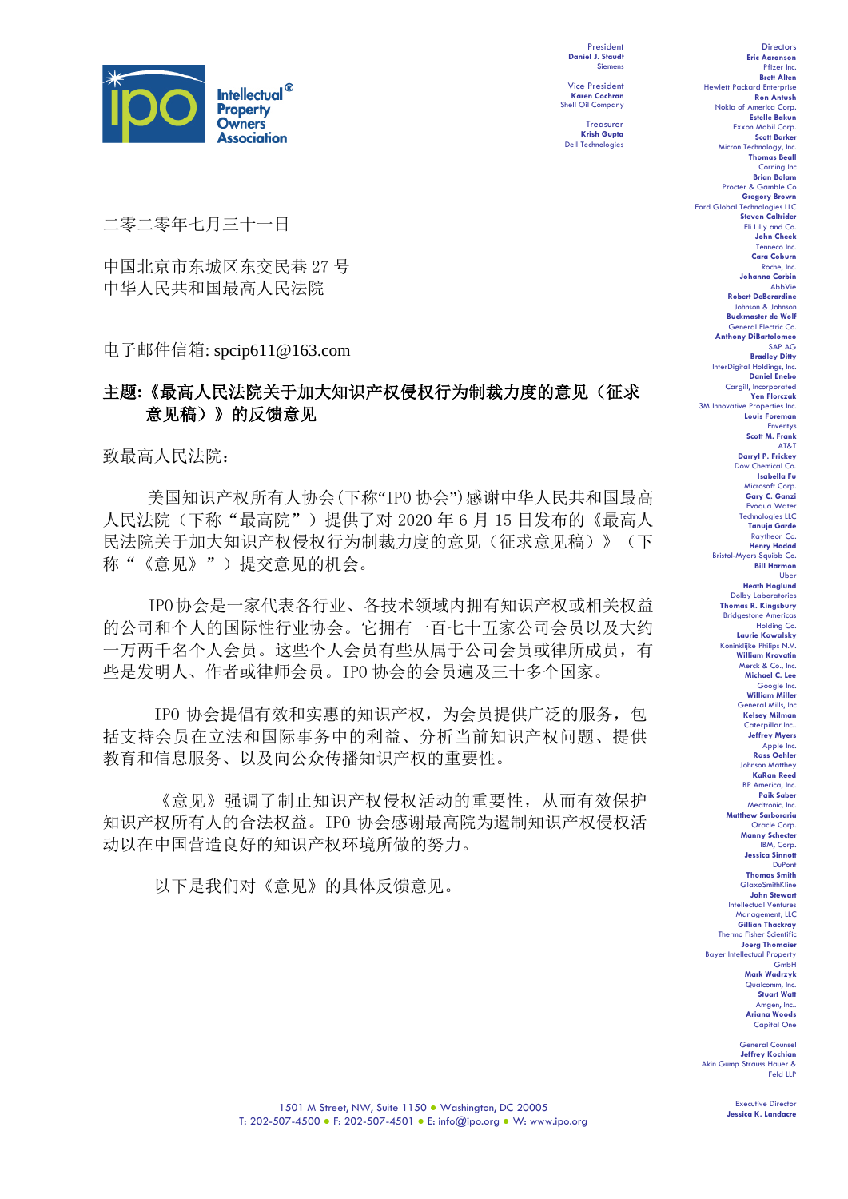Intellectual Property Owners Association

President
Daniel J. Staudt
Siemens

Vice President
Karen Cochran
Shell Oil Company

Treasurer
Krish Gupta
Dell Technologies

Directors
Eric Aaronson
Pfizer Inc.
Brett Alten
Hewlett Packard Enterprise
Ron Antush
Nokia of America Corp.
Estelle Bakun
Exxon Mobil Corp.
Scott Barker
Micron Technology, Inc.
Thomas Beall
Corning Inc
Brian Bolam
Procter & Gamble Co
Gregory Brown
Ford Global Technologies LLC
Steven Caltrider
Eli Lilly and Co.
John Cheek
Tenneco Inc.
Cara Coburn
Roche, Inc.
Johanna Corbin
AbbVie
Robert DeBerardine
Johnson & Johnson
Buckmaster de Wolf
General Electric Co.
Anthony DiBartolomeo
SAP AG
Bradley Ditty
InterDigital Holdings, Inc.
Daniel Enebo
Cargill, Incorporated
Yen Florczak
3M Innovative Properties Inc.
Louis Foreman
Enventys
Scott M. Frank
AT&T
Darryl P. Frickey
Dow Chemical Co.
Isabella Fu
Microsoft Corp.
Gary C. Ganzi
Evoqua Water Technologies LLC
Tanuja Garde
Raytheon Co.
Henry Hadad
Bristol-Myers Squibb Co.
Bill Harmon
Uber
Heath Hoglund
Dolby Laboratories
Thomas R. Kingsbury
Bridgestone Americas Holding Co.
Laurie Kowalsky
Koninklijke Philips N.V.
William Krovatin
Merck & Co., Inc.
Michael C. Lee
Google Inc.
William Miller
General Mills, Inc
Kelsey Milman
Caterpillar Inc.
Jeffrey Myers
Apple Inc.
Ross Oehler
Johnson Matthey
KaRan Reed
BP America, Inc.
Paik Saber
Medtronic, Inc.
Matthew Sarboraria
Oracle Corp.
Manny Schecter
IBM, Corp.
Jessica Sinnott
DuPont
Thomas Smith
GlaxoSmithKline
John Stewart
Intellectual Ventures Management, LLC
Gillian Thackray
Thermo Fisher Scientific
Joerg Thomaier
Bayer Intellectual Property GmbH
Mark Wadrzyk
Qualcomm, Inc.
Stuart Watt
Amgen, Inc.
Ariana Woods
Capital One

General Counsel
Jeffrey Kochian
Akin Gump Strauss Hauer & Feld LLP

Executive Director
Jessica K. Landacre

二零二零年七月三十一日

中国北京市东城区东交民巷 27 号
中华人民共和国最高人民法院

电子邮件信箱: spcip611@163.com

**主题:《最高人民法院关于加大知识产权侵权行为制裁力度的意见（征求意见稿）》的反馈意见**

致最高人民法院：

美国知识产权所有人协会(下称"IPO 协会")感谢中华人民共和国最高人民法院（下称"最高院"）提供了对 2020 年 6 月 15 日发布的《最高人民法院关于加大知识产权侵权行为制裁力度的意见（征求意见稿）》（下称"《意见》"）提交意见的机会。

IPO 协会是一家代表各行业、各技术领域内拥有知识产权或相关权益的公司和个人的国际性行业协会。它拥有一百七十五家公司会员以及大约一万两千名个人会员。这些个人会员有些从属于公司会员或律所成员，有些是发明人、作者或律师会员。IPO 协会的会员遍及三十多个国家。

IPO 协会提倡有效和实惠的知识产权，为会员提供广泛的服务，包括支持会员在立法和国际事务中的利益、分析当前知识产权问题、提供教育和信息服务、以及向公众传播知识产权的重要性。

《意见》强调了制止知识产权侵权活动的重要性，从而有效保护知识产权所有人的合法权益。IPO 协会感谢最高院为遏制知识产权侵权活动以在中国营造良好的知识产权环境所做的努力。

以下是我们对《意见》的具体反馈意见。

1501 M Street, NW, Suite 1150 • Washington, DC 20005
T: 202-507-4500 • F: 202-507-4501 • E: info@ipo.org • W: www.ipo.org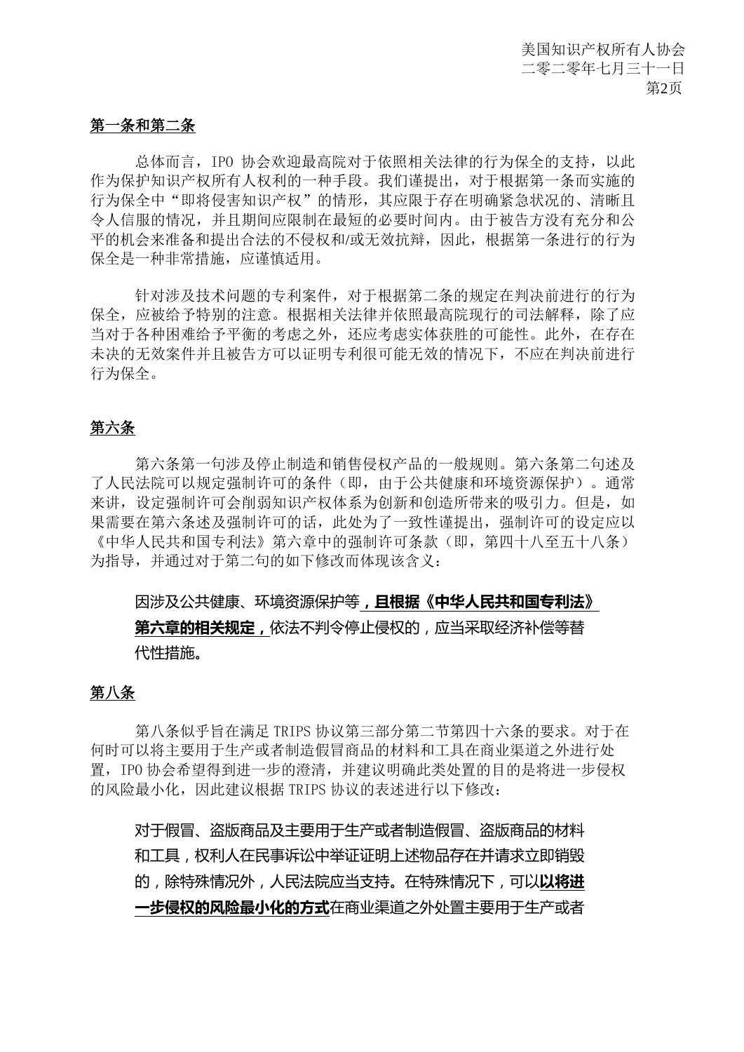**第一条和第二条**

总体而言，IPO 协会欢迎最高院对于依照相关法律的行为保全的支持，以此作为保护知识产权所有人权利的一种手段。我们谨提出，对于根据第一条而实施的行为保全中"即将侵害知识产权"的情形，其应限于存在明确紧急状况的、清晰且令人信服的情况，并且期间应限制在最短的必要时间内。由于被告方没有充分和公平的机会来准备和提出合法的不侵权和/或无效抗辩，因此，根据第一条进行的行为保全是一种非常措施，应谨慎适用。

针对涉及技术问题的专利案件，对于根据第二条的规定在判决前进行的行为保全，应被给予特别的注意。根据相关法律并依照最高院现行的司法解释，除了应当对于各种困难给予平衡的考虑之外，还应考虑实体获胜的可能性。此外，在存在未决的无效案件并且被告方可以证明专利很可能无效的情况下，不应在判决前进行行为保全。

**第六条**

第六条第一句涉及停止制造和销售侵权产品的一般规则。第六条第二句述及了人民法院可以规定强制许可的条件（即，由于公共健康和环境资源保护）。通常来讲，设定强制许可会削弱知识产权体系为创新和创造所带来的吸引力。但是，如果需要在第六条述及强制许可的话，此处为了一致性谨提出，强制许可的设定应以《中华人民共和国专利法》第六章中的强制许可条款（即，第四十八至五十八条）为指导，并通过对于第二句的如下修改而体现该含义：

> 因涉及公共健康、环境资源保护等**，且根据《中华人民共和国专利法》第六章的相关规定，**依法不判令停止侵权的，应当采取经济补偿等替代性措施。

**第八条**

第八条似乎旨在满足 TRIPS 协议第三部分第二节第四十六条的要求。对于在何时可以将主要用于生产或者制造假冒商品的材料和工具在商业渠道之外进行处置，IPO 协会希望得到进一步的澄清，并建议明确此类处置的目的是将进一步侵权的风险最小化，因此建议根据 TRIPS 协议的表述进行以下修改：

> 对于假冒、盗版商品及主要用于生产或者制造假冒、盗版商品的材料和工具，权利人在民事诉讼中举证证明上述物品存在并请求立即销毁的，除特殊情况外，人民法院应当支持。在特殊情况下，可以**以将进一步侵权的风险最小化的方式**在商业渠道之外处置主要用于生产或者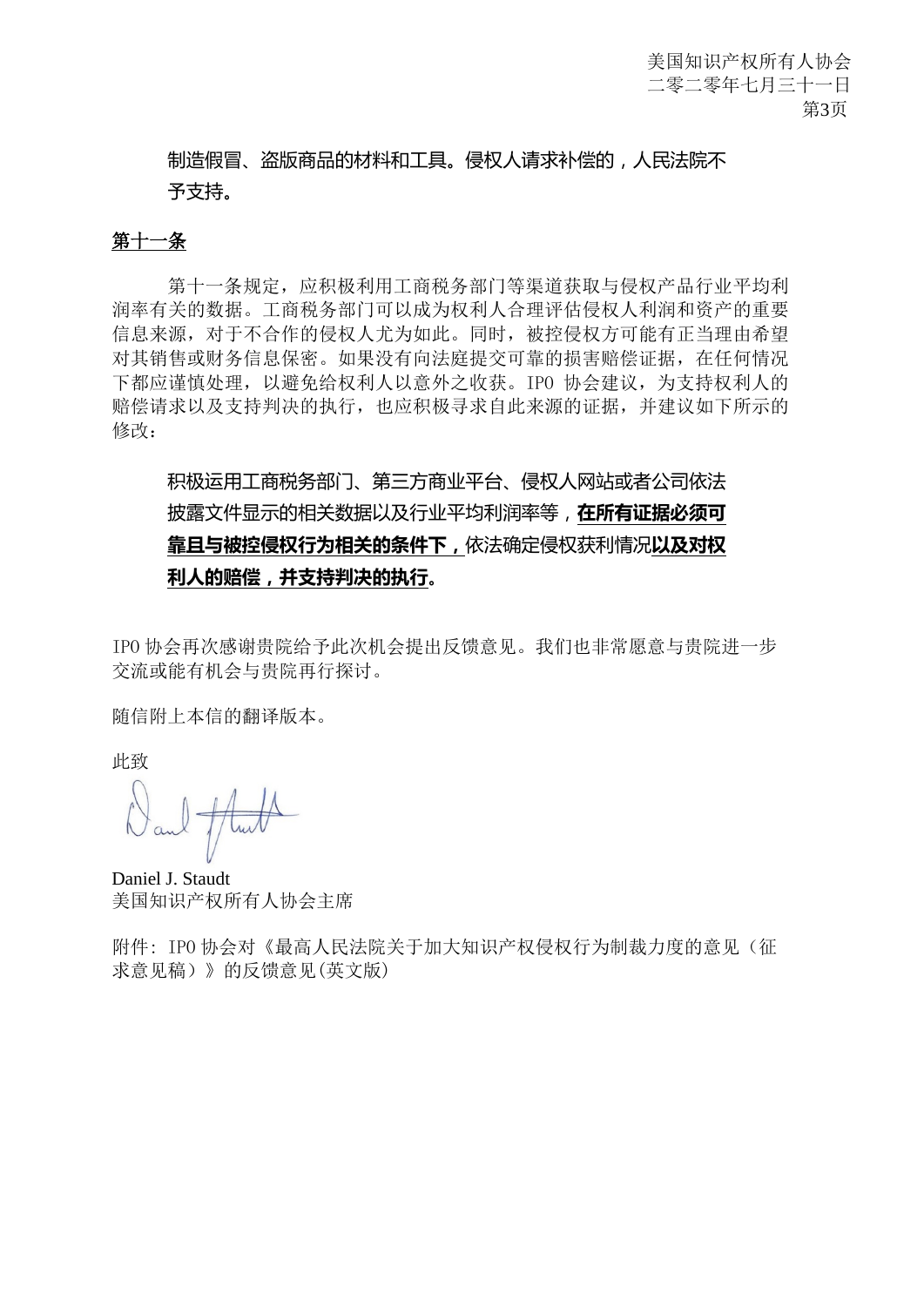制造假冒、盗版商品的材料和工具。侵权人请求补偿的，人民法院不予支持。

**第十一条**

第十一条规定，应积极利用工商税务部门等渠道获取与侵权产品行业平均利润率有关的数据。工商税务部门可以成为权利人合理评估侵权人利润和资产的重要信息来源，对于不合作的侵权人尤为如此。同时，被控侵权方可能有正当理由希望对其销售或财务信息保密。如果没有向法庭提交可靠的损害赔偿证据，在任何情况下都应谨慎处理，以避免给权利人以意外之收获。IPO 协会建议，为支持权利人的赔偿请求以及支持判决的执行，也应积极寻求自此来源的证据，并建议如下所示的修改：

> 积极运用工商税务部门、第三方商业平台、侵权人网站或者公司依法披露文件显示的相关数据以及行业平均利润率等，**在所有证据必须可靠且与被控侵权行为相关的条件下，**依法确定侵权获利情况**以及对权利人的赔偿，并支持判决的执行**。

IPO 协会再次感谢贵院给予此次机会提出反馈意见。我们也非常愿意与贵院进一步交流或能有机会与贵院再行探讨。

随信附上本信的翻译版本。

此致

Daniel J. Staudt
美国知识产权所有人协会主席

附件：IPO 协会对《最高人民法院关于加大知识产权侵权行为制裁力度的意见（征求意见稿）》的反馈意见(英文版)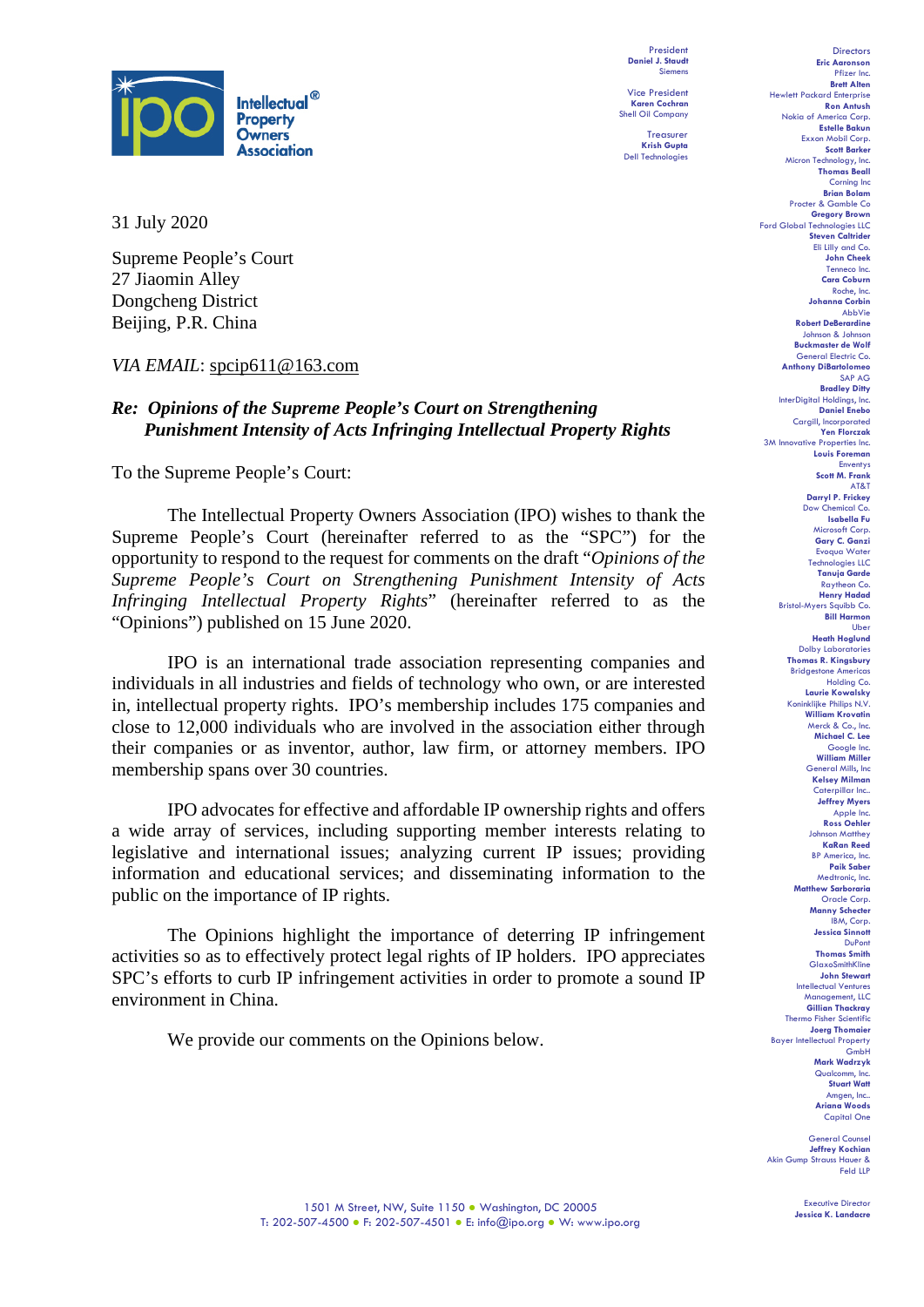![IPO Intellectual Property Owners Association]

President
**Daniel J. Staudt**
Siemens

Vice President
**Karen Cochran**
Shell Oil Company

Treasurer
**Krish Gupta**
Dell Technologies

Directors
**Eric Aaronson**
Pfizer Inc.
**Brett Alten**
Hewlett Packard Enterprise
**Ron Antush**
Nokia of America Corp.
**Estelle Bakun**
Exxon Mobil Corp.
**Scott Barker**
Micron Technology, Inc.
**Thomas Beall**
Corning Inc
**Brian Bolam**
Procter & Gamble Co
**Gregory Brown**
Ford Global Technologies LLC
**Steven Caltrider**
Eli Lilly and Co.
**John Cheek**
Tenneco Inc.
**Cara Coburn**
Roche, Inc.
**Johanna Corbin**
AbbVie
**Robert DeBerardine**
Johnson & Johnson
**Buckmaster de Wolf**
General Electric Co.
**Anthony DiBartolomeo**
SAP AG
**Bradley Ditty**
InterDigital Holdings, Inc.
**Daniel Enebo**
Cargill, Incorporated
**Yen Florczak**
3M Innovative Properties Inc.
**Louis Foreman**
Enventys
**Scott M. Frank**
AT&T
**Darryl P. Frickey**
Dow Chemical Co.
**Isabella Fu**
Microsoft Corp.
**Gary C. Ganzi**
Evoqua Water Technologies LLC
**Tanuja Garde**
Raytheon Co.
**Henry Hadad**
Bristol-Myers Squibb Co.
**Bill Harmon**
Uber
**Heath Hoglund**
Dolby Laboratories
**Thomas R. Kingsbury**
Bridgestone Americas Holding Co.
**Laurie Kowalsky**
Koninklijke Philips N.V.
**William Krovatin**
Merck & Co., Inc.
**Michael C. Lee**
Google Inc.
**William Miller**
General Mills, Inc
**Kelsey Milman**
Caterpillar Inc..
**Jeffrey Myers**
Apple Inc.
**Ross Oehler**
Johnson Matthey
**KaRan Reed**
BP America, Inc.
**Paik Saber**
Medtronic, Inc.
**Matthew Sarboraria**
Oracle Corp.
**Manny Schecter**
IBM, Corp.
**Jessica Sinnott**
DuPont
**Thomas Smith**
GlaxoSmithKline
**John Stewart**
Intellectual Ventures Management, LLC
**Gillian Thackray**
Thermo Fisher Scientific
**Joerg Thomaier**
Bayer Intellectual Property GmbH
**Mark Wadrzyk**
Qualcomm, Inc.
**Stuart Watt**
Amgen, Inc..
**Ariana Woods**
Capital One

General Counsel
**Jeffrey Kochian**
Akin Gump Strauss Hauer & Feld LLP

Executive Director
**Jessica K. Landacre**

31 July 2020

Supreme People's Court
27 Jiaomin Alley
Dongcheng District
Beijing, P.R. China

*VIA EMAIL*: spcip611@163.com

***Re: Opinions of the Supreme People's Court on Strengthening Punishment Intensity of Acts Infringing Intellectual Property Rights***

To the Supreme People's Court:

The Intellectual Property Owners Association (IPO) wishes to thank the Supreme People's Court (hereinafter referred to as the "SPC") for the opportunity to respond to the request for comments on the draft "*Opinions of the Supreme People's Court on Strengthening Punishment Intensity of Acts Infringing Intellectual Property Rights*" (hereinafter referred to as the "Opinions") published on 15 June 2020.

IPO is an international trade association representing companies and individuals in all industries and fields of technology who own, or are interested in, intellectual property rights. IPO's membership includes 175 companies and close to 12,000 individuals who are involved in the association either through their companies or as inventor, author, law firm, or attorney members. IPO membership spans over 30 countries.

IPO advocates for effective and affordable IP ownership rights and offers a wide array of services, including supporting member interests relating to legislative and international issues; analyzing current IP issues; providing information and educational services; and disseminating information to the public on the importance of IP rights.

The Opinions highlight the importance of deterring IP infringement activities so as to effectively protect legal rights of IP holders. IPO appreciates SPC's efforts to curb IP infringement activities in order to promote a sound IP environment in China.

We provide our comments on the Opinions below.

1501 M Street, NW, Suite 1150 ● Washington, DC 20005
T: 202-507-4500 ● F: 202-507-4501 ● E: info@ipo.org ● W: www.ipo.org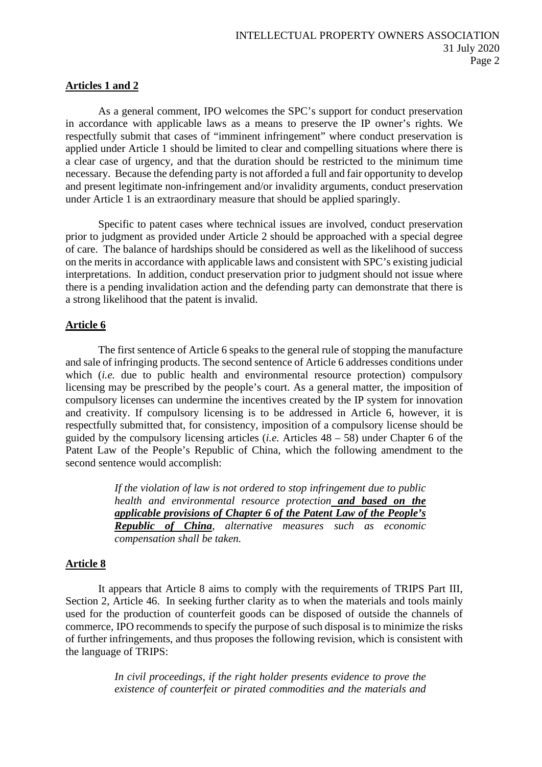**Articles 1 and 2**

As a general comment, IPO welcomes the SPC's support for conduct preservation in accordance with applicable laws as a means to preserve the IP owner's rights. We respectfully submit that cases of "imminent infringement" where conduct preservation is applied under Article 1 should be limited to clear and compelling situations where there is a clear case of urgency, and that the duration should be restricted to the minimum time necessary. Because the defending party is not afforded a full and fair opportunity to develop and present legitimate non-infringement and/or invalidity arguments, conduct preservation under Article 1 is an extraordinary measure that should be applied sparingly.

Specific to patent cases where technical issues are involved, conduct preservation prior to judgment as provided under Article 2 should be approached with a special degree of care. The balance of hardships should be considered as well as the likelihood of success on the merits in accordance with applicable laws and consistent with SPC's existing judicial interpretations. In addition, conduct preservation prior to judgment should not issue where there is a pending invalidation action and the defending party can demonstrate that there is a strong likelihood that the patent is invalid.

**Article 6**

The first sentence of Article 6 speaks to the general rule of stopping the manufacture and sale of infringing products. The second sentence of Article 6 addresses conditions under which (*i.e.* due to public health and environmental resource protection) compulsory licensing may be prescribed by the people's court. As a general matter, the imposition of compulsory licenses can undermine the incentives created by the IP system for innovation and creativity. If compulsory licensing is to be addressed in Article 6, however, it is respectfully submitted that, for consistency, imposition of a compulsory license should be guided by the compulsory licensing articles (*i.e.* Articles 48 – 58) under Chapter 6 of the Patent Law of the People's Republic of China, which the following amendment to the second sentence would accomplish:

> *If the violation of law is not ordered to stop infringement due to public health and environmental resource protection* ***<u>and based on the applicable provisions of Chapter 6 of the Patent Law of the People's Republic of China</u>****, alternative measures such as economic compensation shall be taken.*

**Article 8**

It appears that Article 8 aims to comply with the requirements of TRIPS Part III, Section 2, Article 46. In seeking further clarity as to when the materials and tools mainly used for the production of counterfeit goods can be disposed of outside the channels of commerce, IPO recommends to specify the purpose of such disposal is to minimize the risks of further infringements, and thus proposes the following revision, which is consistent with the language of TRIPS:

> *In civil proceedings, if the right holder presents evidence to prove the existence of counterfeit or pirated commodities and the materials and*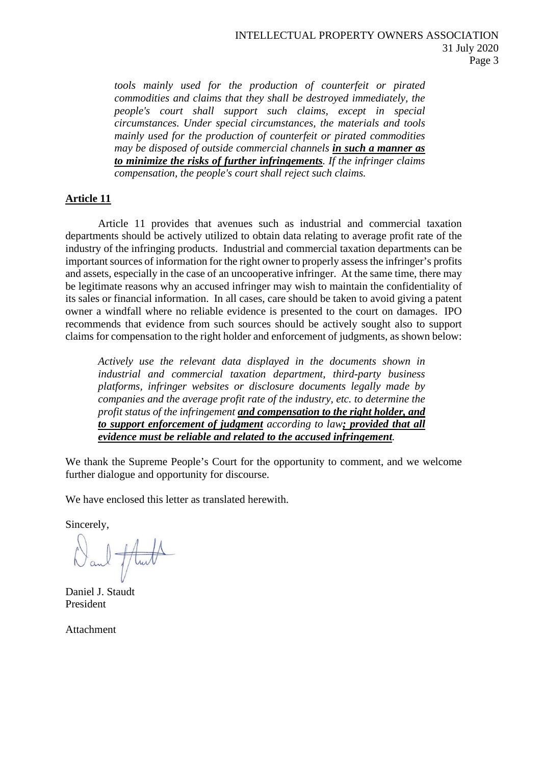*tools mainly used for the production of counterfeit or pirated commodities and claims that they shall be destroyed immediately, the people's court shall support such claims, except in special circumstances. Under special circumstances, the materials and tools mainly used for the production of counterfeit or pirated commodities may be disposed of outside commercial channels* ***<u>in such a manner as to minimize the risks of further infringements</u>****. If the infringer claims compensation, the people's court shall reject such claims.*

## <u>Article 11</u>

Article 11 provides that avenues such as industrial and commercial taxation departments should be actively utilized to obtain data relating to average profit rate of the industry of the infringing products. Industrial and commercial taxation departments can be important sources of information for the right owner to properly assess the infringer's profits and assets, especially in the case of an uncooperative infringer. At the same time, there may be legitimate reasons why an accused infringer may wish to maintain the confidentiality of its sales or financial information. In all cases, care should be taken to avoid giving a patent owner a windfall where no reliable evidence is presented to the court on damages. IPO recommends that evidence from such sources should be actively sought also to support claims for compensation to the right holder and enforcement of judgments, as shown below:

*Actively use the relevant data displayed in the documents shown in industrial and commercial taxation department, third-party business platforms, infringer websites or disclosure documents legally made by companies and the average profit rate of the industry, etc. to determine the profit status of the infringement* ***<u>and compensation to the right holder, and to support enforcement of judgment</u>*** *according to law****<u>; provided that all evidence must be reliable and related to the accused infringement</u>****.*

We thank the Supreme People's Court for the opportunity to comment, and we welcome further dialogue and opportunity for discourse.

We have enclosed this letter as translated herewith.

Sincerely,

Daniel J. Staudt
President

Attachment